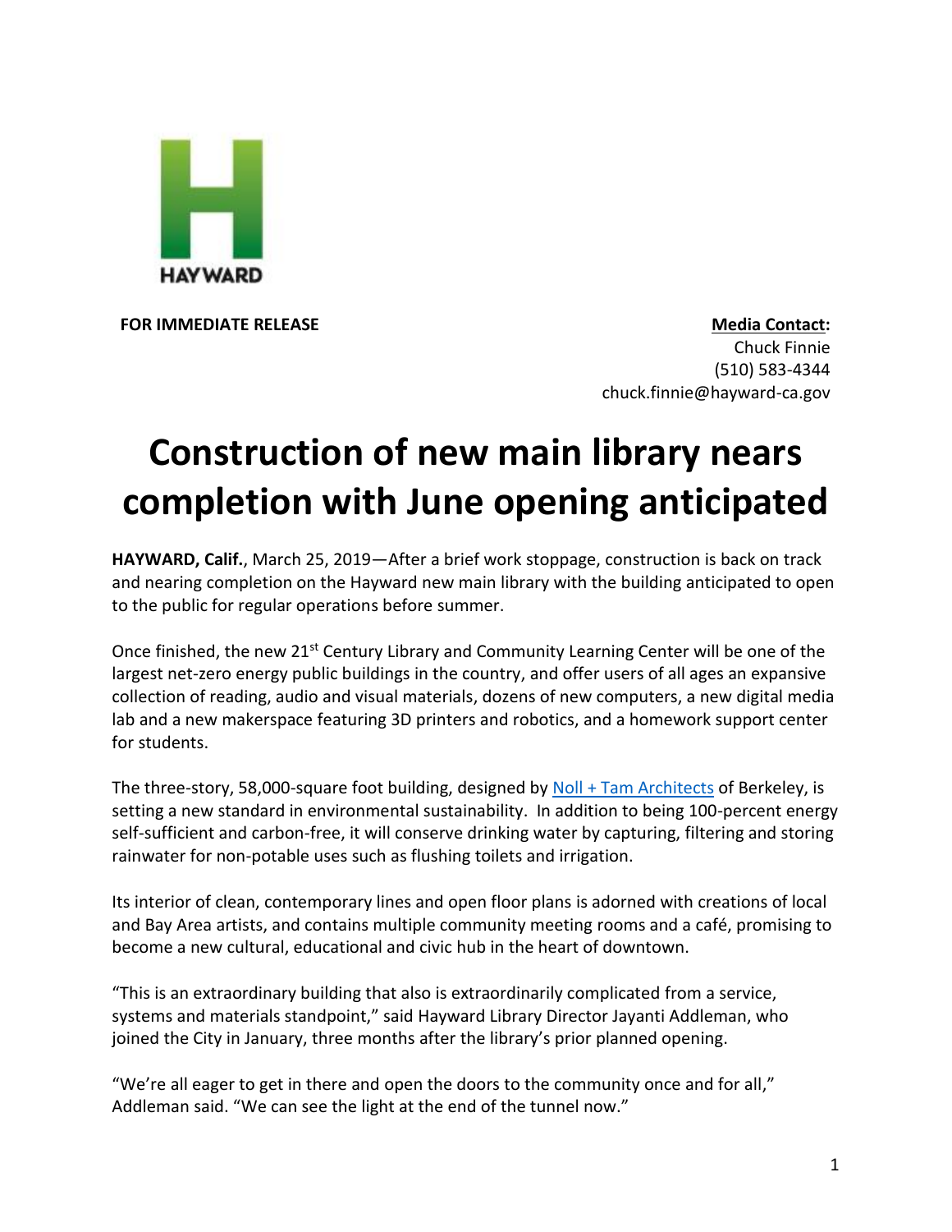HAYWARD

**FOR IMMEDIATE RELEASE**

**Media Contact:**
Chuck Finnie
(510) 583-4344
chuck.finnie@hayward-ca.gov

# Construction of new main library nears completion with June opening anticipated

**HAYWARD, Calif.**, March 25, 2019—After a brief work stoppage, construction is back on track and nearing completion on the Hayward new main library with the building anticipated to open to the public for regular operations before summer.

Once finished, the new 21st Century Library and Community Learning Center will be one of the largest net-zero energy public buildings in the country, and offer users of all ages an expansive collection of reading, audio and visual materials, dozens of new computers, a new digital media lab and a new makerspace featuring 3D printers and robotics, and a homework support center for students.

The three-story, 58,000-square foot building, designed by Noll + Tam Architects of Berkeley, is setting a new standard in environmental sustainability. In addition to being 100-percent energy self-sufficient and carbon-free, it will conserve drinking water by capturing, filtering and storing rainwater for non-potable uses such as flushing toilets and irrigation.

Its interior of clean, contemporary lines and open floor plans is adorned with creations of local and Bay Area artists, and contains multiple community meeting rooms and a café, promising to become a new cultural, educational and civic hub in the heart of downtown.

"This is an extraordinary building that also is extraordinarily complicated from a service, systems and materials standpoint," said Hayward Library Director Jayanti Addleman, who joined the City in January, three months after the library's prior planned opening.

"We're all eager to get in there and open the doors to the community once and for all," Addleman said. "We can see the light at the end of the tunnel now."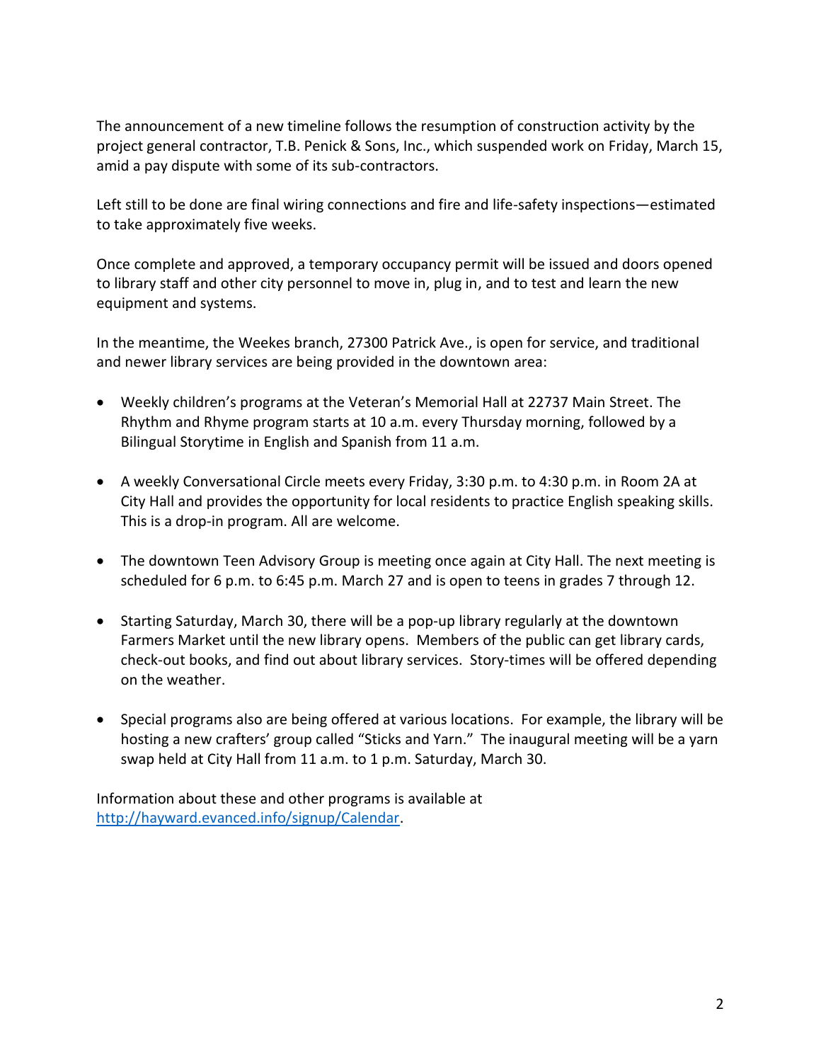The announcement of a new timeline follows the resumption of construction activity by the project general contractor, T.B. Penick & Sons, Inc., which suspended work on Friday, March 15, amid a pay dispute with some of its sub-contractors.

Left still to be done are final wiring connections and fire and life-safety inspections—estimated to take approximately five weeks.

Once complete and approved, a temporary occupancy permit will be issued and doors opened to library staff and other city personnel to move in, plug in, and to test and learn the new equipment and systems.

In the meantime, the Weekes branch, 27300 Patrick Ave., is open for service, and traditional and newer library services are being provided in the downtown area:

- Weekly children's programs at the Veteran's Memorial Hall at 22737 Main Street. The Rhythm and Rhyme program starts at 10 a.m. every Thursday morning, followed by a Bilingual Storytime in English and Spanish from 11 a.m.

- A weekly Conversational Circle meets every Friday, 3:30 p.m. to 4:30 p.m. in Room 2A at City Hall and provides the opportunity for local residents to practice English speaking skills. This is a drop-in program. All are welcome.

- The downtown Teen Advisory Group is meeting once again at City Hall. The next meeting is scheduled for 6 p.m. to 6:45 p.m. March 27 and is open to teens in grades 7 through 12.

- Starting Saturday, March 30, there will be a pop-up library regularly at the downtown Farmers Market until the new library opens. Members of the public can get library cards, check-out books, and find out about library services. Story-times will be offered depending on the weather.

- Special programs also are being offered at various locations. For example, the library will be hosting a new crafters' group called "Sticks and Yarn." The inaugural meeting will be a yarn swap held at City Hall from 11 a.m. to 1 p.m. Saturday, March 30.

Information about these and other programs is available at [http://hayward.evanced.info/signup/Calendar](http://hayward.evanced.info/signup/Calendar).